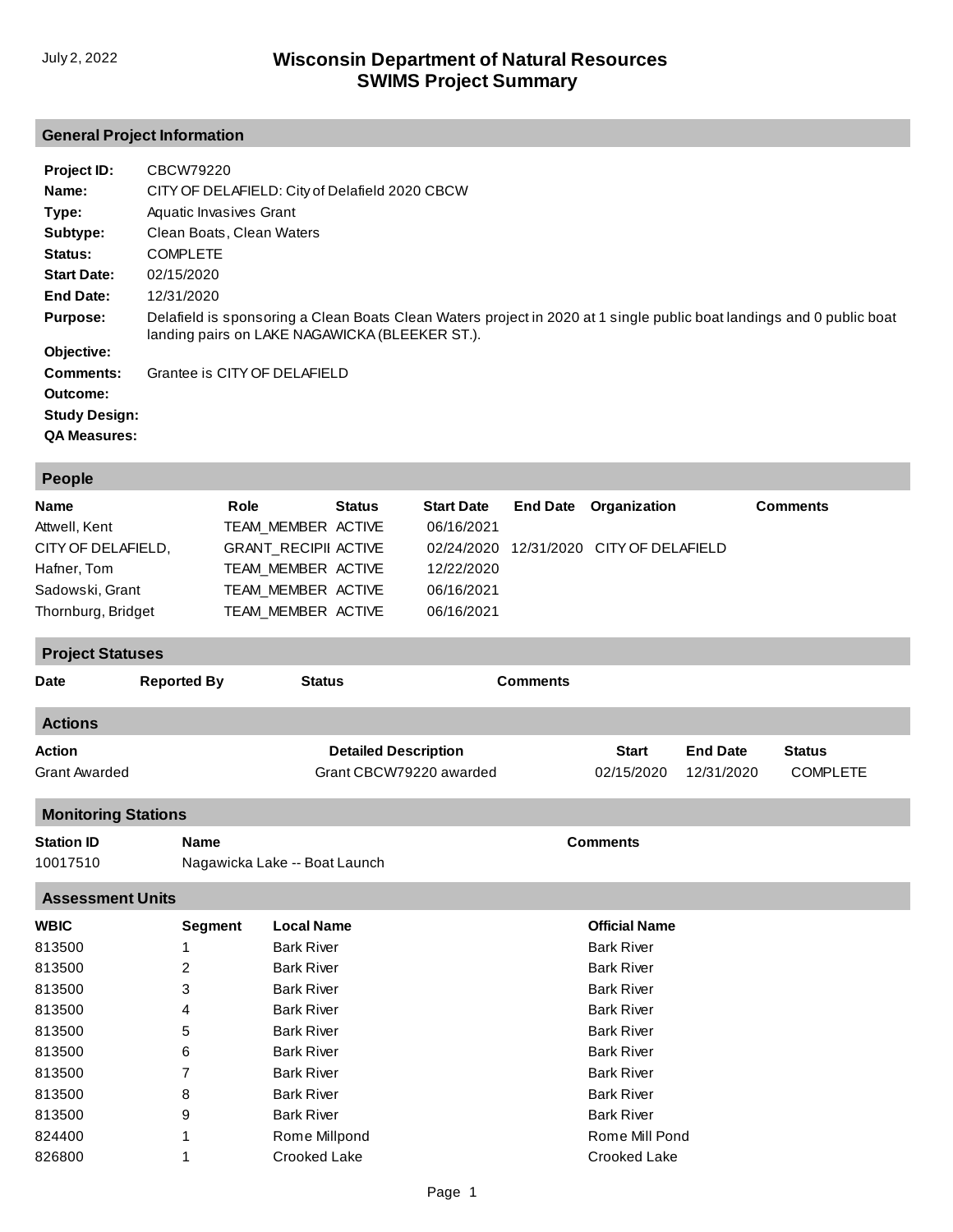July 2, 2022

# Wisconsin Department of Natural Resources
# SWIMS Project Summary

## General Project Information

**Project ID:** CBCW79220

**Name:** CITY OF DELAFIELD: City of Delafield 2020 CBCW

**Type:** Aquatic Invasives Grant

**Subtype:** Clean Boats, Clean Waters

**Status:** COMPLETE

**Start Date:** 02/15/2020

**End Date:** 12/31/2020

**Purpose:** Delafield is sponsoring a Clean Boats Clean Waters project in 2020 at 1 single public boat landings and 0 public boat landing pairs on LAKE NAGAWICKA (BLEEKER ST.).

**Objective:**

**Comments:** Grantee is CITY OF DELAFIELD

**Outcome:**

**Study Design:**

**QA Measures:**

## People

| Name | Role | Status | Start Date | End Date | Organization | Comments |
|---|---|---|---|---|---|---|
| Attwell, Kent | TEAM_MEMBER | ACTIVE | 06/16/2021 | | | |
| CITY OF DELAFIELD, | GRANT_RECIPII | ACTIVE | 02/24/2020 | 12/31/2020 | CITY OF DELAFIELD | |
| Hafner, Tom | TEAM_MEMBER | ACTIVE | 12/22/2020 | | | |
| Sadowski, Grant | TEAM_MEMBER | ACTIVE | 06/16/2021 | | | |
| Thornburg, Bridget | TEAM_MEMBER | ACTIVE | 06/16/2021 | | | |

## Project Statuses

| Date | Reported By | Status | Comments |
|---|---|---|---|

## Actions

| Action | Detailed Description | Start | End Date | Status |
|---|---|---|---|---|
| Grant Awarded | Grant CBCW79220 awarded | 02/15/2020 | 12/31/2020 | COMPLETE |

## Monitoring Stations

| Station ID | Name | Comments |
|---|---|---|
| 10017510 | Nagawicka Lake -- Boat Launch | |

## Assessment Units

| WBIC | Segment | Local Name | Official Name |
|---|---|---|---|
| 813500 | 1 | Bark River | Bark River |
| 813500 | 2 | Bark River | Bark River |
| 813500 | 3 | Bark River | Bark River |
| 813500 | 4 | Bark River | Bark River |
| 813500 | 5 | Bark River | Bark River |
| 813500 | 6 | Bark River | Bark River |
| 813500 | 7 | Bark River | Bark River |
| 813500 | 8 | Bark River | Bark River |
| 813500 | 9 | Bark River | Bark River |
| 824400 | 1 | Rome Millpond | Rome Mill Pond |
| 826800 | 1 | Crooked Lake | Crooked Lake |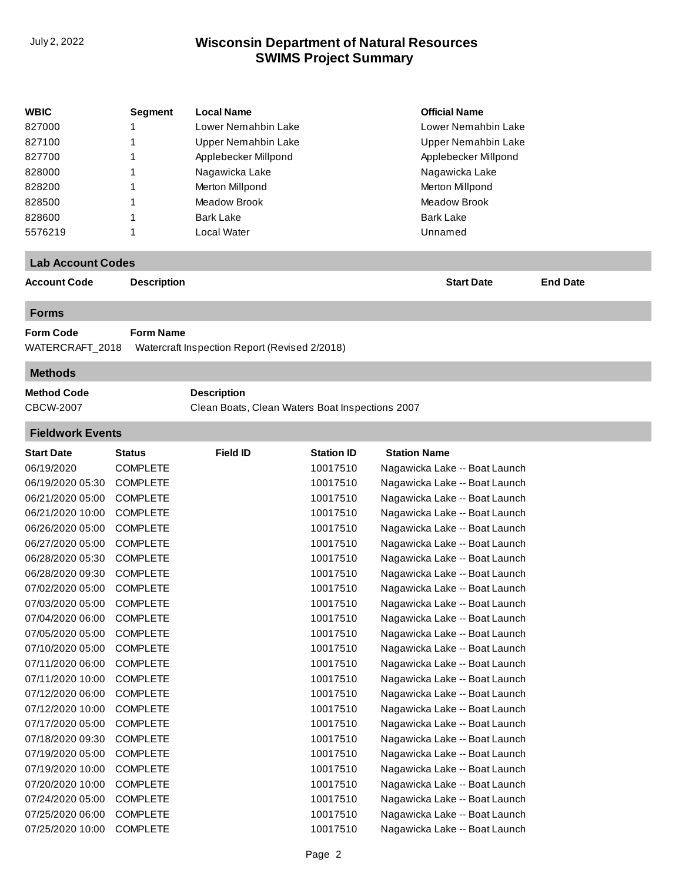| WBIC | Segment | Local Name | Official Name |
| --- | --- | --- | --- |
| 827000 | 1 | Lower Nemahbin Lake | Lower Nemahbin Lake |
| 827100 | 1 | Upper Nemahbin Lake | Upper Nemahbin Lake |
| 827700 | 1 | Applebecker Millpond | Applebecker Millpond |
| 828000 | 1 | Nagawicka Lake | Nagawicka Lake |
| 828200 | 1 | Merton Millpond | Merton Millpond |
| 828500 | 1 | Meadow Brook | Meadow Brook |
| 828600 | 1 | Bark Lake | Bark Lake |
| 5576219 | 1 | Local Water | Unnamed |

## Lab Account Codes

| Account Code | Description | Start Date | End Date |
| --- | --- | --- | --- |

## Forms

| Form Code | Form Name |
| --- | --- |
| WATERCRAFT_2018 | Watercraft Inspection Report (Revised 2/2018) |

## Methods

| Method Code | Description |
| --- | --- |
| CBCW-2007 | Clean Boats, Clean Waters Boat Inspections 2007 |

## Fieldwork Events

| Start Date | Status | Field ID | Station ID | Station Name |
| --- | --- | --- | --- | --- |
| 06/19/2020 | COMPLETE | | 10017510 | Nagawicka Lake -- Boat Launch |
| 06/19/2020 05:30 | COMPLETE | | 10017510 | Nagawicka Lake -- Boat Launch |
| 06/21/2020 05:00 | COMPLETE | | 10017510 | Nagawicka Lake -- Boat Launch |
| 06/21/2020 10:00 | COMPLETE | | 10017510 | Nagawicka Lake -- Boat Launch |
| 06/26/2020 05:00 | COMPLETE | | 10017510 | Nagawicka Lake -- Boat Launch |
| 06/27/2020 05:00 | COMPLETE | | 10017510 | Nagawicka Lake -- Boat Launch |
| 06/28/2020 05:30 | COMPLETE | | 10017510 | Nagawicka Lake -- Boat Launch |
| 06/28/2020 09:30 | COMPLETE | | 10017510 | Nagawicka Lake -- Boat Launch |
| 07/02/2020 05:00 | COMPLETE | | 10017510 | Nagawicka Lake -- Boat Launch |
| 07/03/2020 05:00 | COMPLETE | | 10017510 | Nagawicka Lake -- Boat Launch |
| 07/04/2020 06:00 | COMPLETE | | 10017510 | Nagawicka Lake -- Boat Launch |
| 07/05/2020 05:00 | COMPLETE | | 10017510 | Nagawicka Lake -- Boat Launch |
| 07/10/2020 05:00 | COMPLETE | | 10017510 | Nagawicka Lake -- Boat Launch |
| 07/11/2020 06:00 | COMPLETE | | 10017510 | Nagawicka Lake -- Boat Launch |
| 07/11/2020 10:00 | COMPLETE | | 10017510 | Nagawicka Lake -- Boat Launch |
| 07/12/2020 06:00 | COMPLETE | | 10017510 | Nagawicka Lake -- Boat Launch |
| 07/12/2020 10:00 | COMPLETE | | 10017510 | Nagawicka Lake -- Boat Launch |
| 07/17/2020 05:00 | COMPLETE | | 10017510 | Nagawicka Lake -- Boat Launch |
| 07/18/2020 09:30 | COMPLETE | | 10017510 | Nagawicka Lake -- Boat Launch |
| 07/19/2020 05:00 | COMPLETE | | 10017510 | Nagawicka Lake -- Boat Launch |
| 07/19/2020 10:00 | COMPLETE | | 10017510 | Nagawicka Lake -- Boat Launch |
| 07/20/2020 10:00 | COMPLETE | | 10017510 | Nagawicka Lake -- Boat Launch |
| 07/24/2020 05:00 | COMPLETE | | 10017510 | Nagawicka Lake -- Boat Launch |
| 07/25/2020 06:00 | COMPLETE | | 10017510 | Nagawicka Lake -- Boat Launch |
| 07/25/2020 10:00 | COMPLETE | | 10017510 | Nagawicka Lake -- Boat Launch |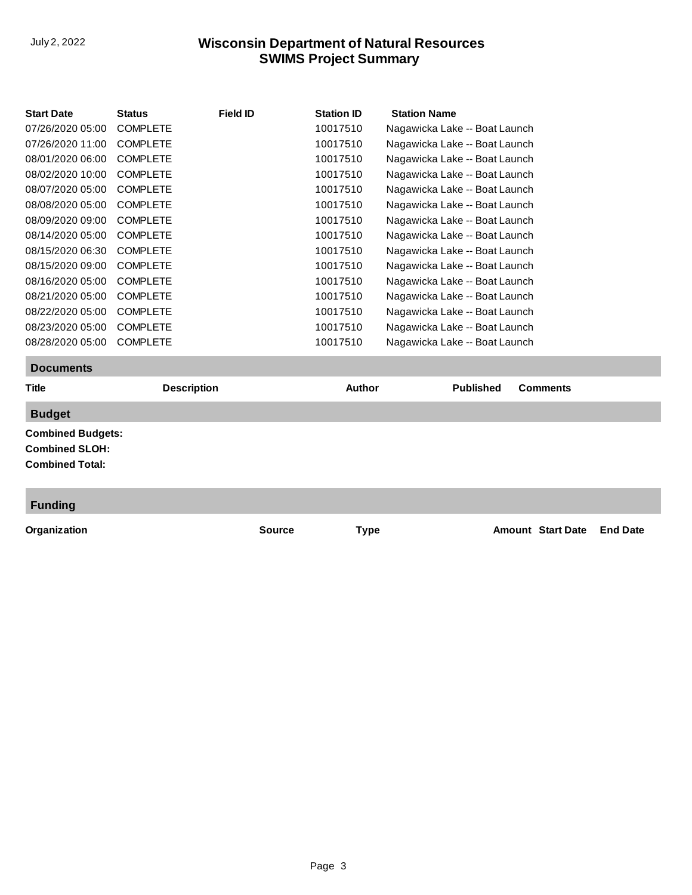| Start Date | Status | Field ID | Station ID | Station Name |
| --- | --- | --- | --- | --- |
| 07/26/2020 05:00 | COMPLETE | | 10017510 | Nagawicka Lake -- Boat Launch |
| 07/26/2020 11:00 | COMPLETE | | 10017510 | Nagawicka Lake -- Boat Launch |
| 08/01/2020 06:00 | COMPLETE | | 10017510 | Nagawicka Lake -- Boat Launch |
| 08/02/2020 10:00 | COMPLETE | | 10017510 | Nagawicka Lake -- Boat Launch |
| 08/07/2020 05:00 | COMPLETE | | 10017510 | Nagawicka Lake -- Boat Launch |
| 08/08/2020 05:00 | COMPLETE | | 10017510 | Nagawicka Lake -- Boat Launch |
| 08/09/2020 09:00 | COMPLETE | | 10017510 | Nagawicka Lake -- Boat Launch |
| 08/14/2020 05:00 | COMPLETE | | 10017510 | Nagawicka Lake -- Boat Launch |
| 08/15/2020 06:30 | COMPLETE | | 10017510 | Nagawicka Lake -- Boat Launch |
| 08/15/2020 09:00 | COMPLETE | | 10017510 | Nagawicka Lake -- Boat Launch |
| 08/16/2020 05:00 | COMPLETE | | 10017510 | Nagawicka Lake -- Boat Launch |
| 08/21/2020 05:00 | COMPLETE | | 10017510 | Nagawicka Lake -- Boat Launch |
| 08/22/2020 05:00 | COMPLETE | | 10017510 | Nagawicka Lake -- Boat Launch |
| 08/23/2020 05:00 | COMPLETE | | 10017510 | Nagawicka Lake -- Boat Launch |
| 08/28/2020 05:00 | COMPLETE | | 10017510 | Nagawicka Lake -- Boat Launch |

## Documents

| Title | Description | Author | Published | Comments |
| --- | --- | --- | --- | --- |

## Budget

**Combined Budgets:**

**Combined SLOH:**

**Combined Total:**

## Funding

| Organization | Source | Type | Amount | Start Date | End Date |
| --- | --- | --- | --- | --- | --- |